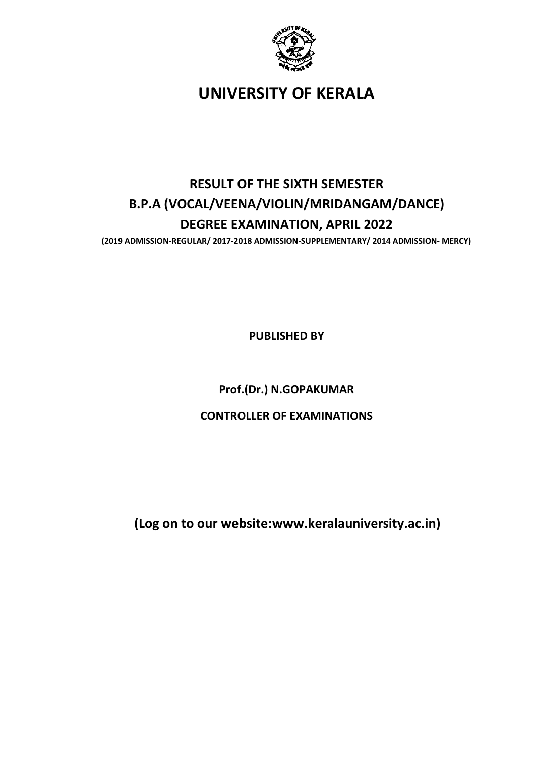# UNIVERSITY OF KERALA

## RESULT OF THE SIXTH SEMESTER
## B.P.A (VOCAL/VEENA/VIOLIN/MRIDANGAM/DANCE)
## DEGREE EXAMINATION, APRIL 2022

**(2019 ADMISSION-REGULAR/ 2017-2018 ADMISSION-SUPPLEMENTARY/ 2014 ADMISSION- MERCY)**

**PUBLISHED BY**

**Prof.(Dr.) N.GOPAKUMAR**

**CONTROLLER OF EXAMINATIONS**

**(Log on to our website:www.keralauniversity.ac.in)**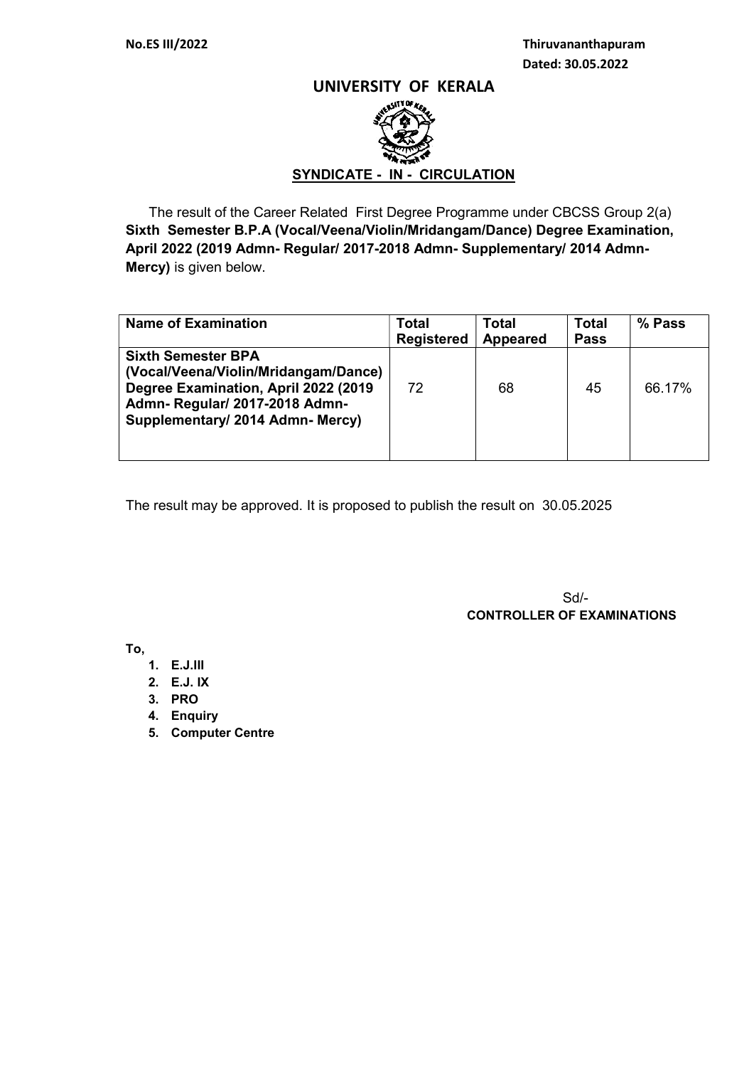**No.ES III/2022**

**Thiruvananthapuram**
**Dated: 30.05.2022**

# UNIVERSITY OF KERALA

## SYNDICATE - IN - CIRCULATION

The result of the Career Related First Degree Programme under CBCSS Group 2(a) **Sixth Semester B.P.A (Vocal/Veena/Violin/Mridangam/Dance) Degree Examination, April 2022 (2019 Admn- Regular/ 2017-2018 Admn- Supplementary/ 2014 Admn-Mercy)** is given below.

| Name of Examination | Total Registered | Total Appeared | Total Pass | % Pass |
|---|---|---|---|---|
| **Sixth Semester BPA (Vocal/Veena/Violin/Mridangam/Dance) Degree Examination, April 2022 (2019 Admn- Regular/ 2017-2018 Admn- Supplementary/ 2014 Admn- Mercy)** | 72 | 68 | 45 | 66.17% |

The result may be approved. It is proposed to publish the result on 30.05.2025

Sd/-
**CONTROLLER OF EXAMINATIONS**

**To,**

1. **E.J.III**
2. **E.J. IX**
3. **PRO**
4. **Enquiry**
5. **Computer Centre**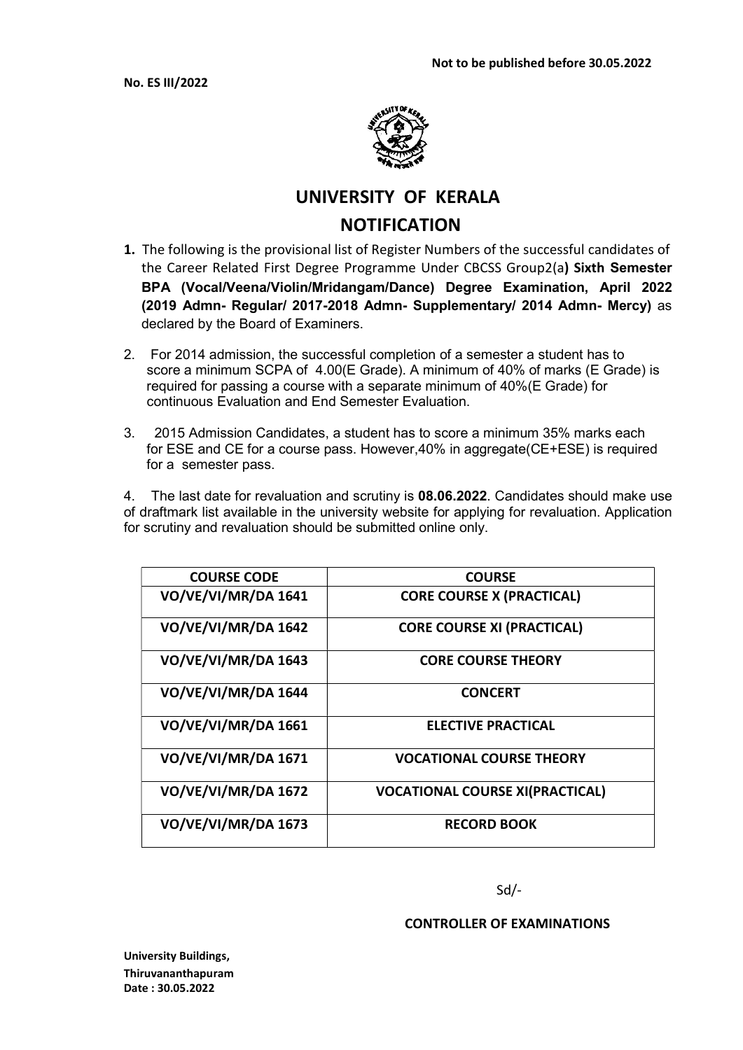**Not to be published before 30.05.2022**

**No. ES III/2022**

# UNIVERSITY OF KERALA

## NOTIFICATION

1. The following is the provisional list of Register Numbers of the successful candidates of the Career Related First Degree Programme Under CBCSS Group2(a**) Sixth Semester BPA (Vocal/Veena/Violin/Mridangam/Dance) Degree Examination, April 2022 (2019 Admn- Regular/ 2017-2018 Admn- Supplementary/ 2014 Admn- Mercy)** as declared by the Board of Examiners.

2. For 2014 admission, the successful completion of a semester a student has to score a minimum SCPA of 4.00(E Grade). A minimum of 40% of marks (E Grade) is required for passing a course with a separate minimum of 40%(E Grade) for continuous Evaluation and End Semester Evaluation.

3. 2015 Admission Candidates, a student has to score a minimum 35% marks each for ESE and CE for a course pass. However,40% in aggregate(CE+ESE) is required for a semester pass.

4. The last date for revaluation and scrutiny is **08.06.2022**. Candidates should make use of draftmark list available in the university website for applying for revaluation. Application for scrutiny and revaluation should be submitted online only.

| COURSE CODE | COURSE |
|---|---|
| VO/VE/VI/MR/DA 1641 | CORE COURSE X (PRACTICAL) |
| VO/VE/VI/MR/DA 1642 | CORE COURSE XI (PRACTICAL) |
| VO/VE/VI/MR/DA 1643 | CORE COURSE THEORY |
| VO/VE/VI/MR/DA 1644 | CONCERT |
| VO/VE/VI/MR/DA 1661 | ELECTIVE PRACTICAL |
| VO/VE/VI/MR/DA 1671 | VOCATIONAL COURSE THEORY |
| VO/VE/VI/MR/DA 1672 | VOCATIONAL COURSE XI(PRACTICAL) |
| VO/VE/VI/MR/DA 1673 | RECORD BOOK |

Sd/-

**CONTROLLER OF EXAMINATIONS**

**University Buildings,**
**Thiruvananthapuram**
**Date : 30.05.2022**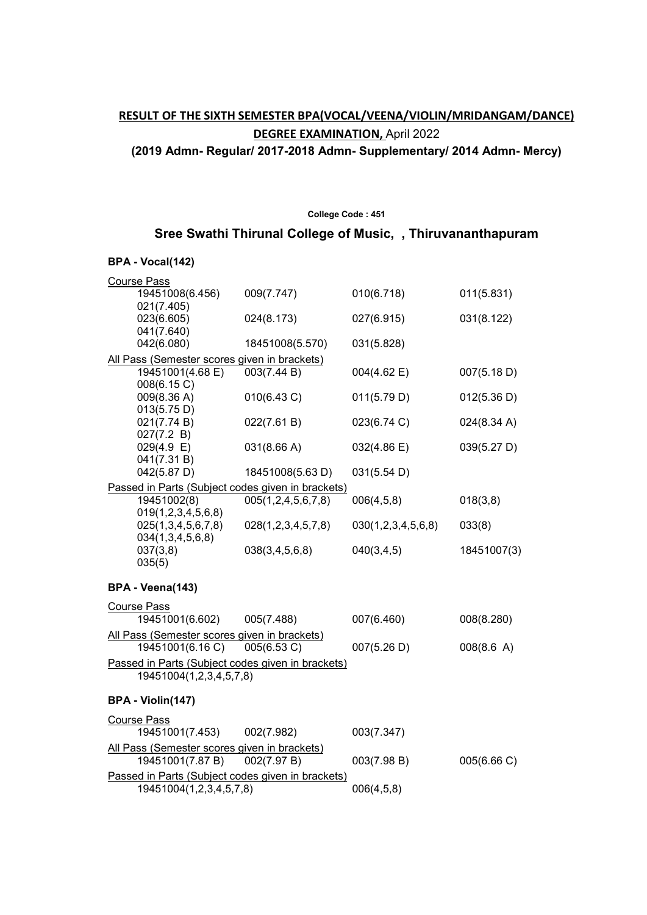**RESULT OF THE SIXTH SEMESTER BPA(VOCAL/VEENA/VIOLIN/MRIDANGAM/DANCE) DEGREE EXAMINATION, April 2022**

**(2019 Admn- Regular/ 2017-2018 Admn- Supplementary/ 2014 Admn- Mercy)**

**College Code : 451**

## Sree Swathi Thirunal College of Music, , Thiruvananthapuram

### BPA - Vocal(142)

Course Pass

| | | | |
|---|---|---|---|
| 19451008(6.456) | 009(7.747) | 010(6.718) | 011(5.831) |
| 021(7.405) | | | |
| 023(6.605) | 024(8.173) | 027(6.915) | 031(8.122) |
| 041(7.640) | | | |
| 042(6.080) | 18451008(5.570) | 031(5.828) | |

All Pass (Semester scores given in brackets)

| | | | |
|---|---|---|---|
| 19451001(4.68 E) | 003(7.44 B) | 004(4.62 E) | 007(5.18 D) |
| 008(6.15 C) | | | |
| 009(8.36 A) | 010(6.43 C) | 011(5.79 D) | 012(5.36 D) |
| 013(5.75 D) | | | |
| 021(7.74 B) | 022(7.61 B) | 023(6.74 C) | 024(8.34 A) |
| 027(7.2 B) | | | |
| 029(4.9 E) | 031(8.66 A) | 032(4.86 E) | 039(5.27 D) |
| 041(7.31 B) | | | |
| 042(5.87 D) | 18451008(5.63 D) | 031(5.54 D) | |

Passed in Parts (Subject codes given in brackets)

| | | | |
|---|---|---|---|
| 19451002(8) | 005(1,2,4,5,6,7,8) | 006(4,5,8) | 018(3,8) |
| 019(1,2,3,4,5,6,8) | | | |
| 025(1,3,4,5,6,7,8) | 028(1,2,3,4,5,7,8) | 030(1,2,3,4,5,6,8) | 033(8) |
| 034(1,3,4,5,6,8) | | | |
| 037(3,8) | 038(3,4,5,6,8) | 040(3,4,5) | 18451007(3) |
| 035(5) | | | |

### BPA - Veena(143)

Course Pass

| | | | |
|---|---|---|---|
| 19451001(6.602) | 005(7.488) | 007(6.460) | 008(8.280) |

All Pass (Semester scores given in brackets)

| | | | |
|---|---|---|---|
| 19451001(6.16 C) | 005(6.53 C) | 007(5.26 D) | 008(8.6 A) |

Passed in Parts (Subject codes given in brackets)

19451004(1,2,3,4,5,7,8)

### BPA - Violin(147)

Course Pass

| | | |
|---|---|---|
| 19451001(7.453) | 002(7.982) | 003(7.347) |

All Pass (Semester scores given in brackets)

| | | | |
|---|---|---|---|
| 19451001(7.87 B) | 002(7.97 B) | 003(7.98 B) | 005(6.66 C) |

Passed in Parts (Subject codes given in brackets)

| | |
|---|---|
| 19451004(1,2,3,4,5,7,8) | 006(4,5,8) |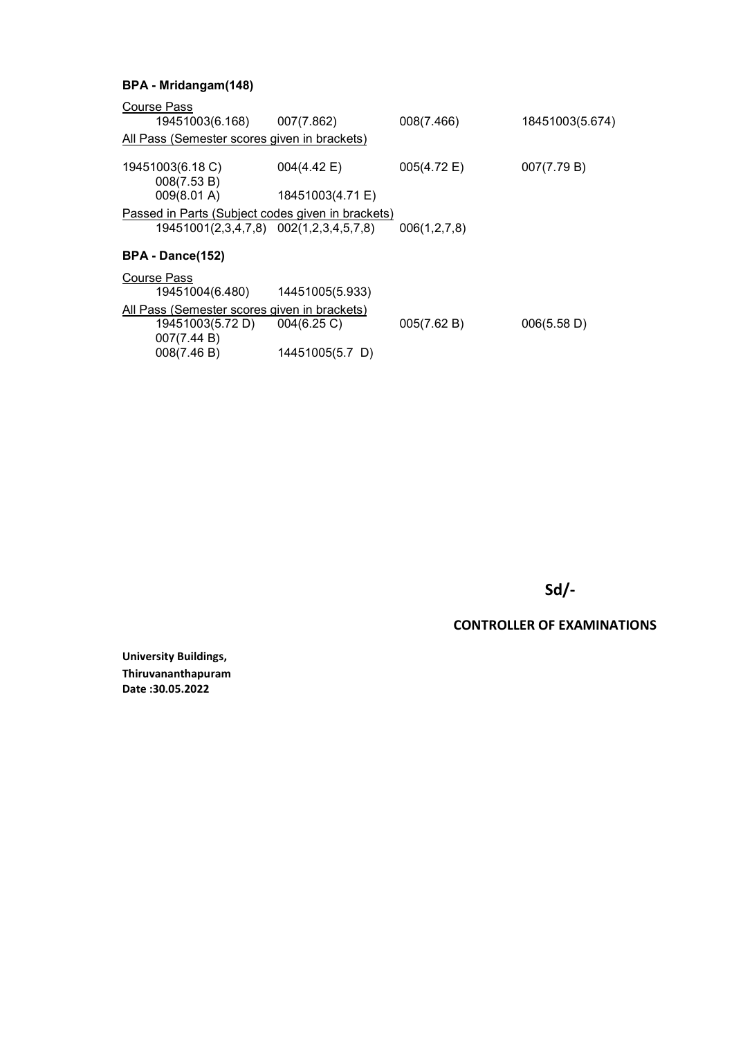**BPA - Mridangam(148)**

Course Pass

19451003(6.168) 007(7.862) 008(7.466) 18451003(5.674)

All Pass (Semester scores given in brackets)

19451003(6.18 C) 004(4.42 E) 005(4.72 E) 007(7.79 B) 008(7.53 B) 009(8.01 A) 18451003(4.71 E)

Passed in Parts (Subject codes given in brackets)

19451001(2,3,4,7,8) 002(1,2,3,4,5,7,8) 006(1,2,7,8)

**BPA - Dance(152)**

Course Pass

19451004(6.480) 14451005(5.933)

All Pass (Semester scores given in brackets)

19451003(5.72 D) 004(6.25 C) 005(7.62 B) 006(5.58 D) 007(7.44 B) 008(7.46 B) 14451005(5.7 D)

**Sd/-**

**CONTROLLER OF EXAMINATIONS**

**University Buildings,**
**Thiruvananthapuram**
**Date :30.05.2022**